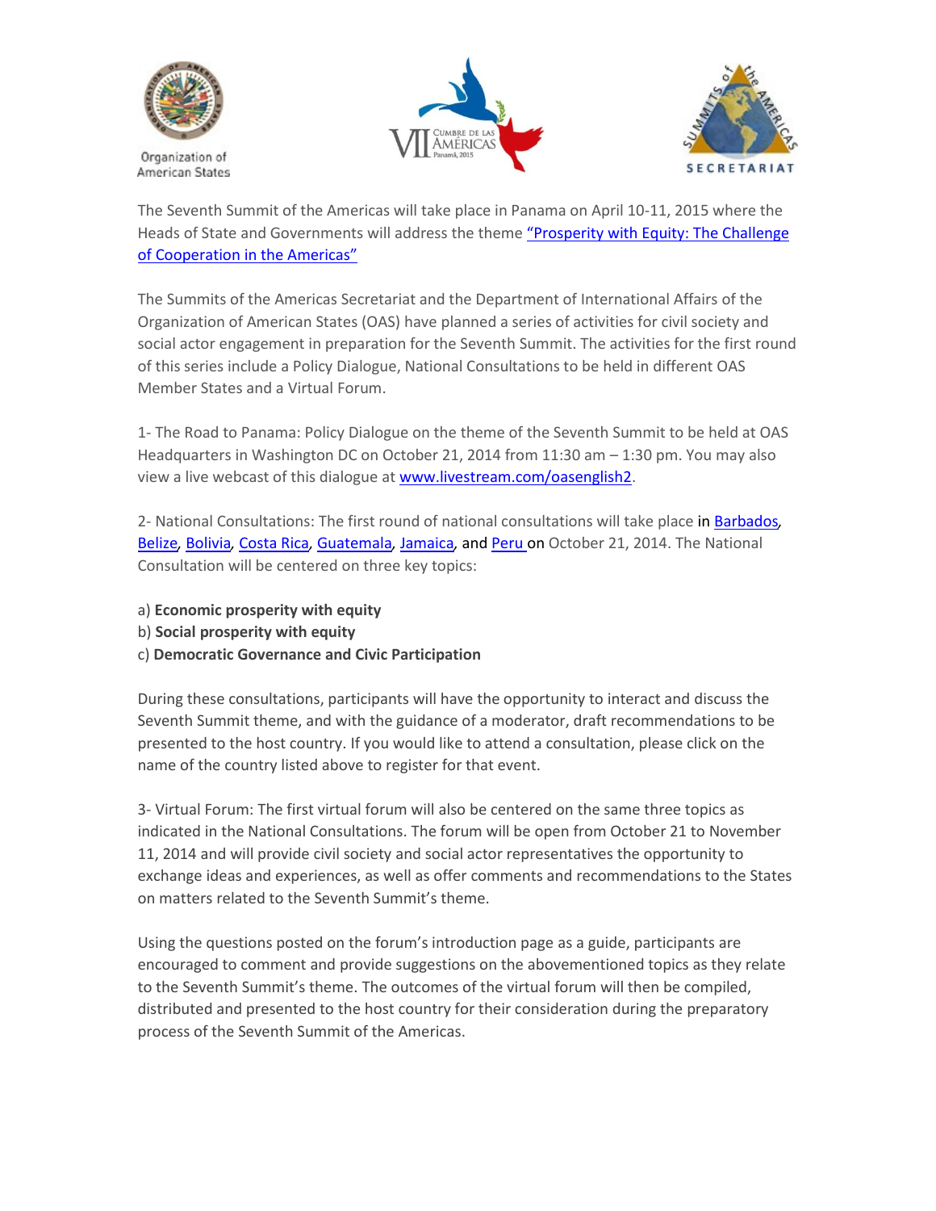Organization of American States

VII Cumbre de las Américas Panamá, 2015

Summits of the Americas SECRETARIAT

The Seventh Summit of the Americas will take place in Panama on April 10-11, 2015 where the Heads of State and Governments will address the theme "Prosperity with Equity: The Challenge of Cooperation in the Americas"

The Summits of the Americas Secretariat and the Department of International Affairs of the Organization of American States (OAS) have planned a series of activities for civil society and social actor engagement in preparation for the Seventh Summit. The activities for the first round of this series include a Policy Dialogue, National Consultations to be held in different OAS Member States and a Virtual Forum.

1- The Road to Panama: Policy Dialogue on the theme of the Seventh Summit to be held at OAS Headquarters in Washington DC on October 21, 2014 from 11:30 am – 1:30 pm. You may also view a live webcast of this dialogue at www.livestream.com/oasenglish2.

2- National Consultations: The first round of national consultations will take place in Barbados, Belize, Bolivia, Costa Rica, Guatemala, Jamaica, and Peru on October 21, 2014. The National Consultation will be centered on three key topics:

a) **Economic prosperity with equity**
b) **Social prosperity with equity**
c) **Democratic Governance and Civic Participation**

During these consultations, participants will have the opportunity to interact and discuss the Seventh Summit theme, and with the guidance of a moderator, draft recommendations to be presented to the host country. If you would like to attend a consultation, please click on the name of the country listed above to register for that event.

3- Virtual Forum: The first virtual forum will also be centered on the same three topics as indicated in the National Consultations. The forum will be open from October 21 to November 11, 2014 and will provide civil society and social actor representatives the opportunity to exchange ideas and experiences, as well as offer comments and recommendations to the States on matters related to the Seventh Summit's theme.

Using the questions posted on the forum's introduction page as a guide, participants are encouraged to comment and provide suggestions on the abovementioned topics as they relate to the Seventh Summit's theme. The outcomes of the virtual forum will then be compiled, distributed and presented to the host country for their consideration during the preparatory process of the Seventh Summit of the Americas.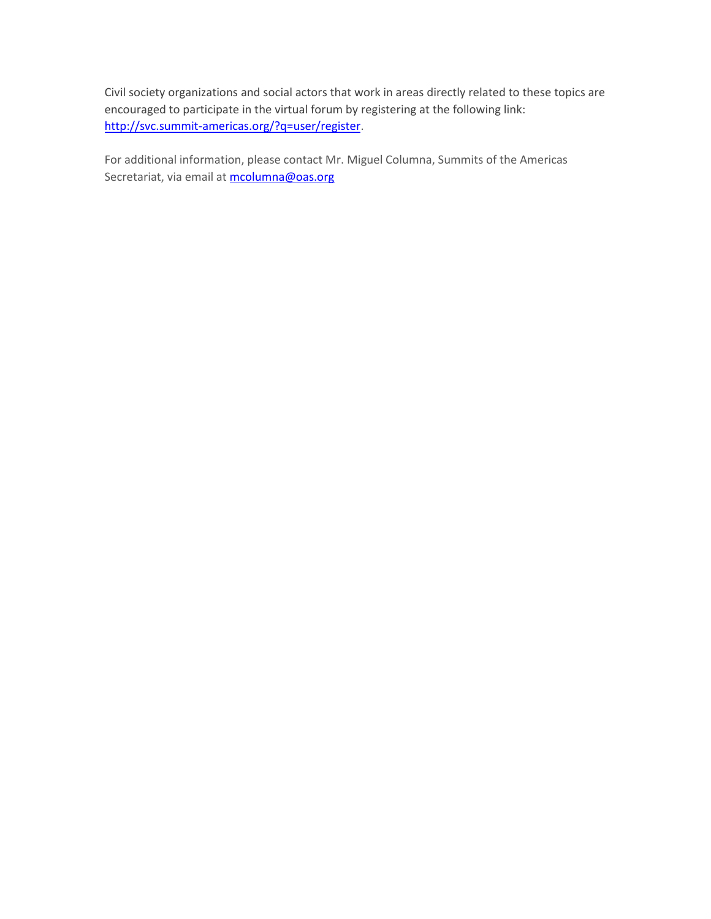Civil society organizations and social actors that work in areas directly related to these topics are encouraged to participate in the virtual forum by registering at the following link: [http://svc.summit-americas.org/?q=user/register](http://svc.summit-americas.org/?q=user/register).

For additional information, please contact Mr. Miguel Columna, Summits of the Americas Secretariat, via email at [mcolumna@oas.org](mailto:mcolumna@oas.org)